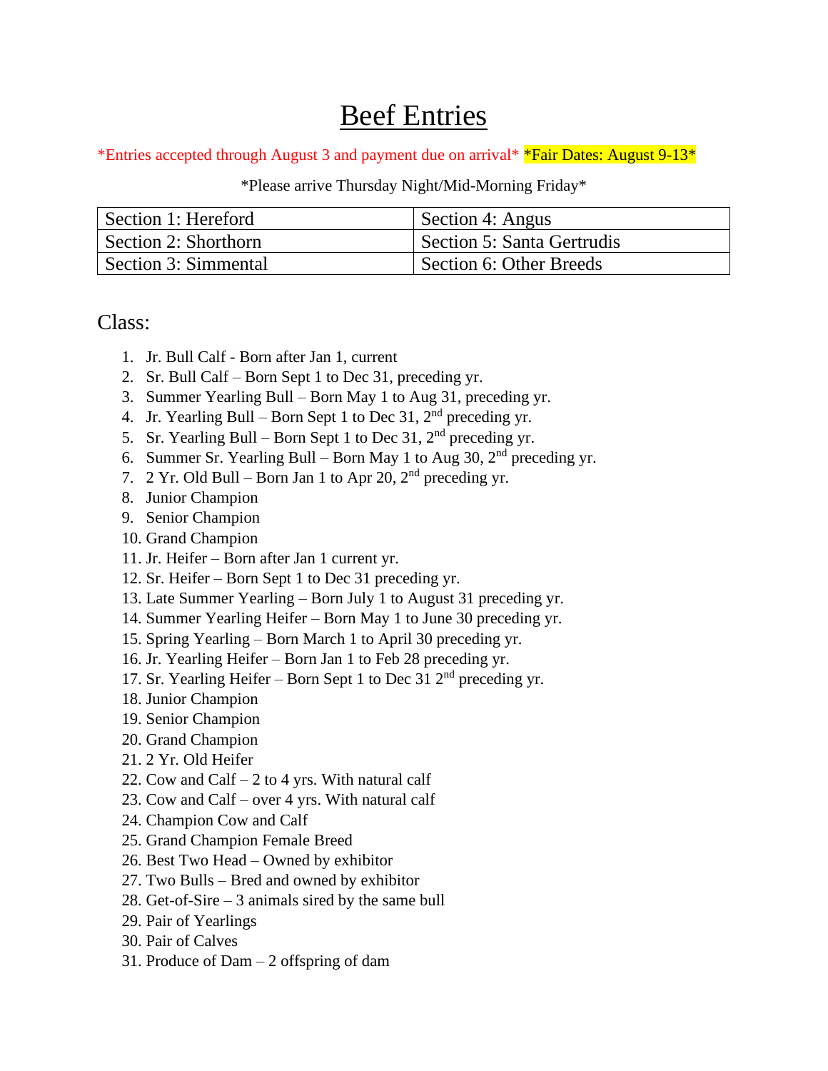# Beef Entries

*Entries accepted through August 3 and payment due on arrival* *Fair Dates: August 9-13*

*Please arrive Thursday Night/Mid-Morning Friday*

| Section 1: Hereford | Section 4: Angus |
|---|---|
| Section 2: Shorthorn | Section 5: Santa Gertrudis |
| Section 3: Simmental | Section 6: Other Breeds |

## Class:

1. Jr. Bull Calf - Born after Jan 1, current
2. Sr. Bull Calf – Born Sept 1 to Dec 31, preceding yr.
3. Summer Yearling Bull – Born May 1 to Aug 31, preceding yr.
4. Jr. Yearling Bull – Born Sept 1 to Dec 31, 2nd preceding yr.
5. Sr. Yearling Bull – Born Sept 1 to Dec 31, 2nd preceding yr.
6. Summer Sr. Yearling Bull – Born May 1 to Aug 30, 2nd preceding yr.
7. 2 Yr. Old Bull – Born Jan 1 to Apr 20, 2nd preceding yr.
8. Junior Champion
9. Senior Champion
10. Grand Champion
11. Jr. Heifer – Born after Jan 1 current yr.
12. Sr. Heifer – Born Sept 1 to Dec 31 preceding yr.
13. Late Summer Yearling – Born July 1 to August 31 preceding yr.
14. Summer Yearling Heifer – Born May 1 to June 30 preceding yr.
15. Spring Yearling – Born March 1 to April 30 preceding yr.
16. Jr. Yearling Heifer – Born Jan 1 to Feb 28 preceding yr.
17. Sr. Yearling Heifer – Born Sept 1 to Dec 31 2nd preceding yr.
18. Junior Champion
19. Senior Champion
20. Grand Champion
21. 2 Yr. Old Heifer
22. Cow and Calf – 2 to 4 yrs. With natural calf
23. Cow and Calf – over 4 yrs. With natural calf
24. Champion Cow and Calf
25. Grand Champion Female Breed
26. Best Two Head – Owned by exhibitor
27. Two Bulls – Bred and owned by exhibitor
28. Get-of-Sire – 3 animals sired by the same bull
29. Pair of Yearlings
30. Pair of Calves
31. Produce of Dam – 2 offspring of dam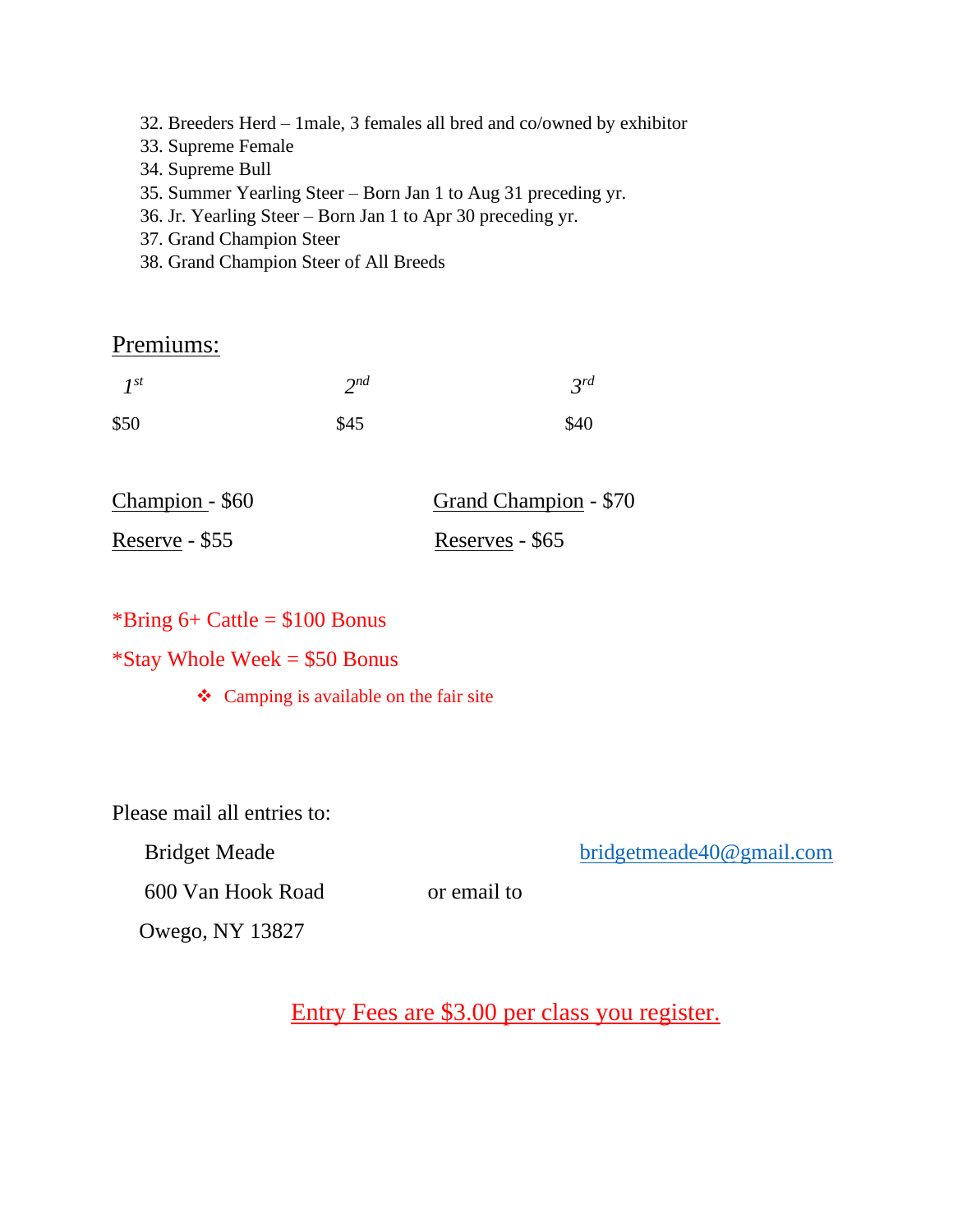32. Breeders Herd – 1male, 3 females all bred and co/owned by exhibitor
33. Supreme Female
34. Supreme Bull
35. Summer Yearling Steer – Born Jan 1 to Aug 31 preceding yr.
36. Jr. Yearling Steer – Born Jan 1 to Apr 30 preceding yr.
37. Grand Champion Steer
38. Grand Champion Steer of All Breeds

## Premiums:

| *1st* | *2nd* | *3rd* |
|---|---|---|
| $50 | $45 | $40 |

Champion - $60 | Grand Champion - $70

Reserve - $55 | Reserves - $65

*Bring 6+ Cattle = $100 Bonus

*Stay Whole Week = $50 Bonus

- Camping is available on the fair site

Please mail all entries to:

Bridget Meade
600 Van Hook Road
Owego, NY 13827

or email to bridgetmeade40@gmail.com

Entry Fees are $3.00 per class you register.